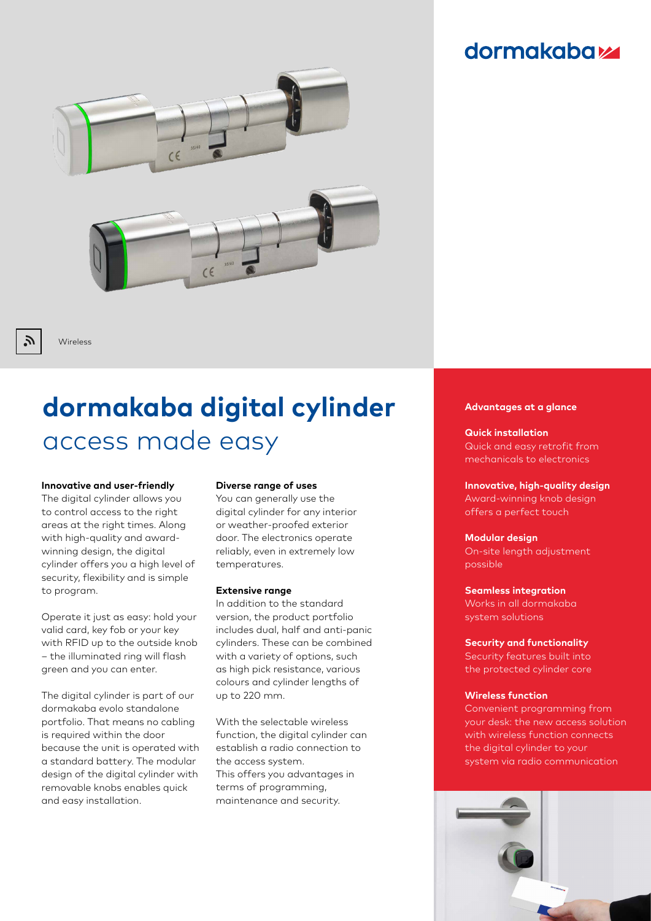dormakaba

Wireless

# dormakaba digital cylinder

## access made easy

**Innovative and user-friendly**
The digital cylinder allows you to control access to the right areas at the right times. Along with high-quality and award-winning design, the digital cylinder offers you a high level of security, flexibility and is simple to program.

Operate it just as easy: hold your valid card, key fob or your key with RFID up to the outside knob – the illuminated ring will flash green and you can enter.

The digital cylinder is part of our dormakaba evolo standalone portfolio. That means no cabling is required within the door because the unit is operated with a standard battery. The modular design of the digital cylinder with removable knobs enables quick and easy installation.

**Diverse range of uses**
You can generally use the digital cylinder for any interior or weather-proofed exterior door. The electronics operate reliably, even in extremely low temperatures.

**Extensive range**
In addition to the standard version, the product portfolio includes dual, half and anti-panic cylinders. These can be combined with a variety of options, such as high pick resistance, various colours and cylinder lengths of up to 220 mm.

With the selectable wireless function, the digital cylinder can establish a radio connection to the access system.
This offers you advantages in terms of programming, maintenance and security.

**Advantages at a glance**

**Quick installation**
Quick and easy retrofit from mechanicals to electronics

**Innovative, high-quality design**
Award-winning knob design offers a perfect touch

**Modular design**
On-site length adjustment possible

**Seamless integration**
Works in all dormakaba system solutions

**Security and functionality**
Security features built into the protected cylinder core

**Wireless function**
Convenient programming from your desk: the new access solution with wireless function connects the digital cylinder to your system via radio communication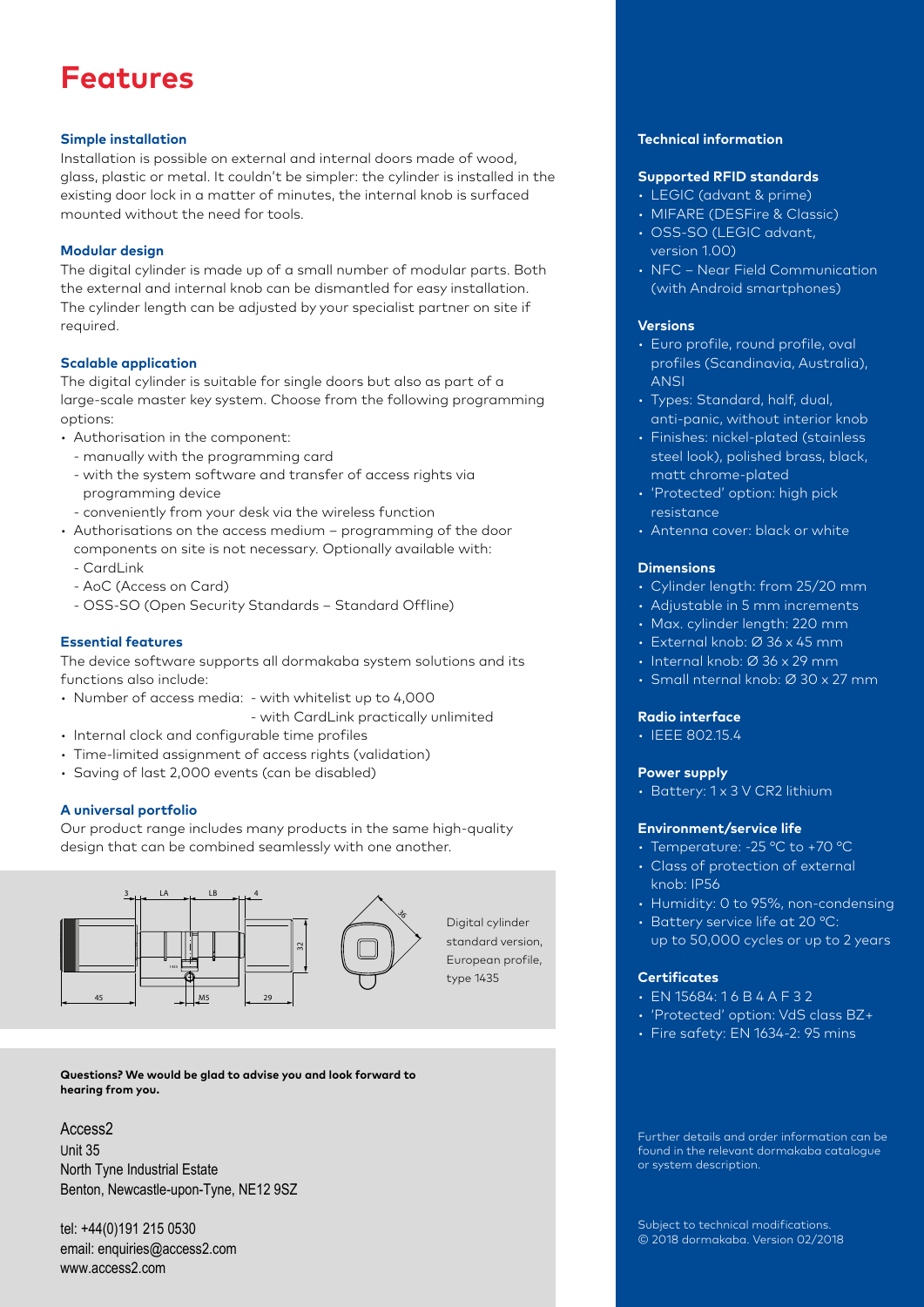# Features

### Simple installation

Installation is possible on external and internal doors made of wood, glass, plastic or metal. It couldn't be simpler: the cylinder is installed in the existing door lock in a matter of minutes, the internal knob is surfaced mounted without the need for tools.

### Modular design

The digital cylinder is made up of a small number of modular parts. Both the external and internal knob can be dismantled for easy installation. The cylinder length can be adjusted by your specialist partner on site if required.

### Scalable application

The digital cylinder is suitable for single doors but also as part of a large-scale master key system. Choose from the following programming options:

- Authorisation in the component:
  - manually with the programming card
  - with the system software and transfer of access rights via programming device
  - conveniently from your desk via the wireless function
- Authorisations on the access medium – programming of the door components on site is not necessary. Optionally available with:
  - CardLink
  - AoC (Access on Card)
  - OSS-SO (Open Security Standards – Standard Offline)

### Essential features

The device software supports all dormakaba system solutions and its functions also include:

- Number of access media: - with whitelist up to 4,000
  - with CardLink practically unlimited
- Internal clock and configurable time profiles
- Time-limited assignment of access rights (validation)
- Saving of last 2,000 events (can be disabled)

### A universal portfolio

Our product range includes many products in the same high-quality design that can be combined seamlessly with one another.

3
LA
LB
4
32
45
M5
29
36

Digital cylinder standard version, European profile, type 1435

**Questions? We would be glad to advise you and look forward to hearing from you.**

Access2
Unit 35
North Tyne Industrial Estate
Benton, Newcastle-upon-Tyne, NE12 9SZ

tel: +44(0)191 215 0530
email: enquiries@access2.com
www.access2.com

### Technical information

### Supported RFID standards

- LEGIC (advant & prime)
- MIFARE (DESFire & Classic)
- OSS-SO (LEGIC advant, version 1.00)
- NFC – Near Field Communication (with Android smartphones)

### Versions

- Euro profile, round profile, oval profiles (Scandinavia, Australia), ANSI
- Types: Standard, half, dual, anti-panic, without interior knob
- Finishes: nickel-plated (stainless steel look), polished brass, black, matt chrome-plated
- 'Protected' option: high pick resistance
- Antenna cover: black or white

### Dimensions

- Cylinder length: from 25/20 mm
- Adjustable in 5 mm increments
- Max. cylinder length: 220 mm
- External knob: Ø 36 x 45 mm
- Internal knob: Ø 36 x 29 mm
- Small nternal knob: Ø 30 x 27 mm

### Radio interface

- IEEE 802.15.4

### Power supply

- Battery: 1 x 3 V CR2 lithium

### Environment/service life

- Temperature: -25 °C to +70 °C
- Class of protection of external knob: IP56
- Humidity: 0 to 95%, non-condensing
- Battery service life at 20 °C: up to 50,000 cycles or up to 2 years

### Certificates

- EN 15684: 1 6 B 4 A F 3 2
- 'Protected' option: VdS class BZ+
- Fire safety: EN 1634-2: 95 mins

Further details and order information can be found in the relevant dormakaba catalogue or system description.

Subject to technical modifications.
© 2018 dormakaba. Version 02/2018